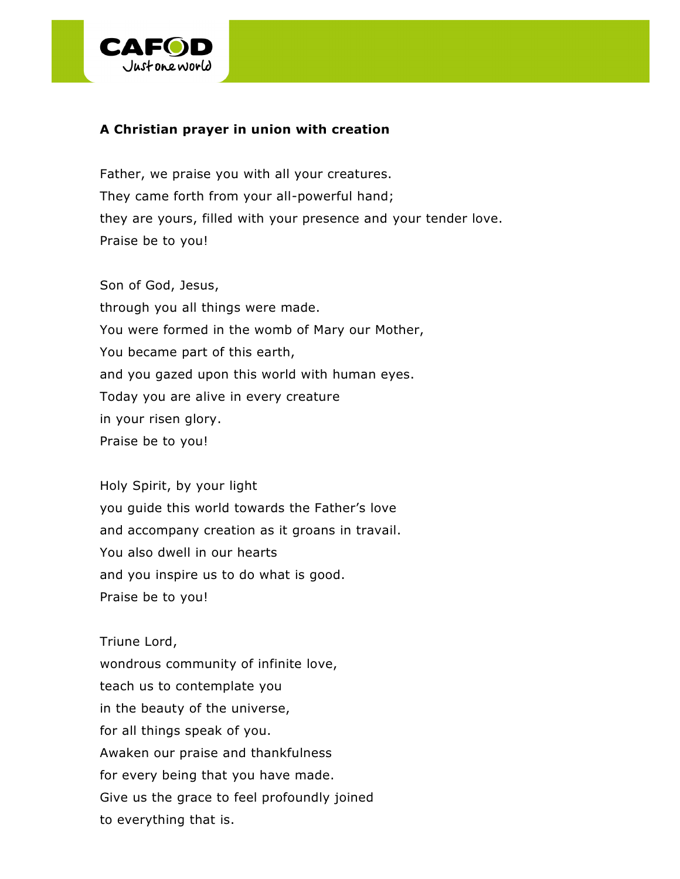**A Christian prayer in union with creation**

Father, we praise you with all your creatures.
They came forth from your all-powerful hand;
they are yours, filled with your presence and your tender love.
Praise be to you!

Son of God, Jesus,
through you all things were made.
You were formed in the womb of Mary our Mother,
You became part of this earth,
and you gazed upon this world with human eyes.
Today you are alive in every creature
in your risen glory.
Praise be to you!

Holy Spirit, by your light
you guide this world towards the Father's love
and accompany creation as it groans in travail.
You also dwell in our hearts
and you inspire us to do what is good.
Praise be to you!

Triune Lord,
wondrous community of infinite love,
teach us to contemplate you
in the beauty of the universe,
for all things speak of you.
Awaken our praise and thankfulness
for every being that you have made.
Give us the grace to feel profoundly joined
to everything that is.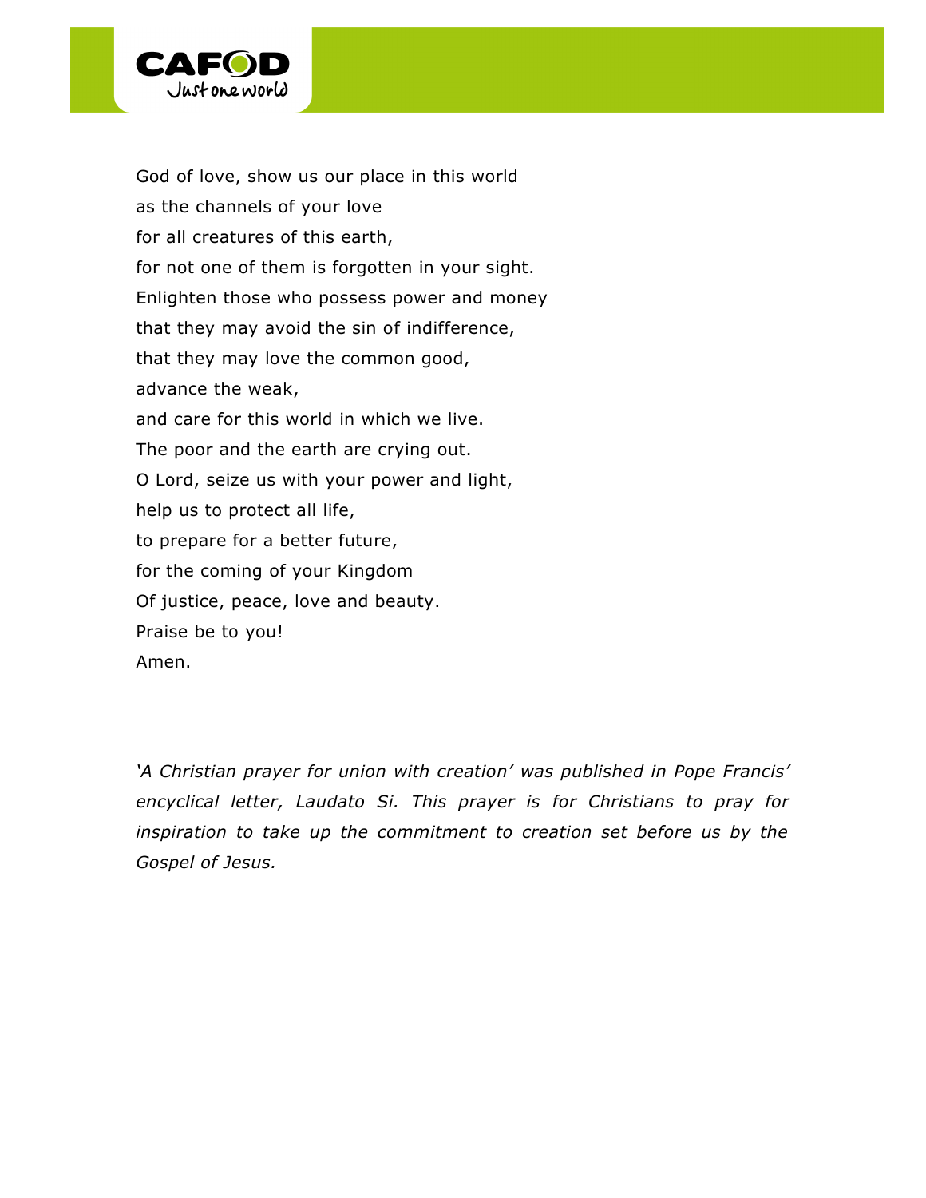God of love, show us our place in this world  
as the channels of your love  
for all creatures of this earth,  
for not one of them is forgotten in your sight.  
Enlighten those who possess power and money  
that they may avoid the sin of indifference,  
that they may love the common good,  
advance the weak,  
and care for this world in which we live.  
The poor and the earth are crying out.  
O Lord, seize us with your power and light,  
help us to protect all life,  
to prepare for a better future,  
for the coming of your Kingdom  
Of justice, peace, love and beauty.  
Praise be to you!  
Amen.

*'A Christian prayer for union with creation' was published in Pope Francis' encyclical letter, Laudato Si. This prayer is for Christians to pray for inspiration to take up the commitment to creation set before us by the Gospel of Jesus.*